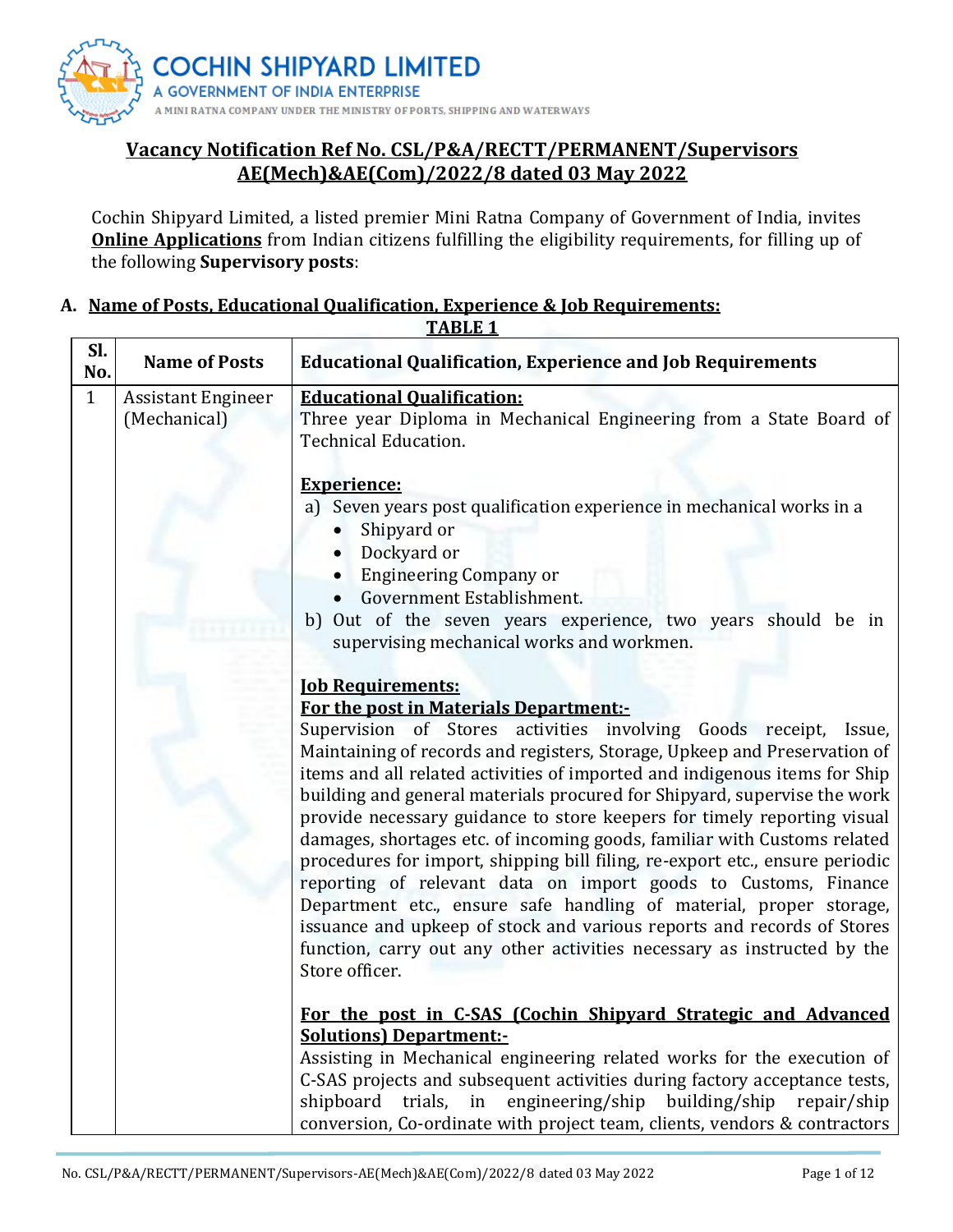COCHIN SHIPYARD LIMITED
A GOVERNMENT OF INDIA ENTERPRISE
A MINI RATNA COMPANY UNDER THE MINISTRY OF PORTS, SHIPPING AND WATERWAYS

# Vacancy Notification Ref No. CSL/P&A/RECTT/PERMANENT/Supervisors AE(Mech)&AE(Com)/2022/8 dated 03 May 2022

Cochin Shipyard Limited, a listed premier Mini Ratna Company of Government of India, invites **Online Applications** from Indian citizens fulfilling the eligibility requirements, for filling up of the following **Supervisory posts**:

## A. Name of Posts, Educational Qualification, Experience & Job Requirements:

**TABLE 1**

| Sl. No. | Name of Posts | Educational Qualification, Experience and Job Requirements |
|---|---|---|
| 1 | Assistant Engineer (Mechanical) | **Educational Qualification:**<br>Three year Diploma in Mechanical Engineering from a State Board of Technical Education.<br><br>**Experience:**<br>a) Seven years post qualification experience in mechanical works in a<br>• Shipyard or<br>• Dockyard or<br>• Engineering Company or<br>• Government Establishment.<br>b) Out of the seven years experience, two years should be in supervising mechanical works and workmen.<br><br>**Job Requirements:**<br>**For the post in Materials Department:-**<br>Supervision of Stores activities involving Goods receipt, Issue, Maintaining of records and registers, Storage, Upkeep and Preservation of items and all related activities of imported and indigenous items for Ship building and general materials procured for Shipyard, supervise the work provide necessary guidance to store keepers for timely reporting visual damages, shortages etc. of incoming goods, familiar with Customs related procedures for import, shipping bill filing, re-export etc., ensure periodic reporting of relevant data on import goods to Customs, Finance Department etc., ensure safe handling of material, proper storage, issuance and upkeep of stock and various reports and records of Stores function, carry out any other activities necessary as instructed by the Store officer.<br><br>**For the post in C-SAS (Cochin Shipyard Strategic and Advanced Solutions) Department:-**<br>Assisting in Mechanical engineering related works for the execution of C-SAS projects and subsequent activities during factory acceptance tests, shipboard trials, in engineering/ship building/ship repair/ship conversion, Co-ordinate with project team, clients, vendors & contractors |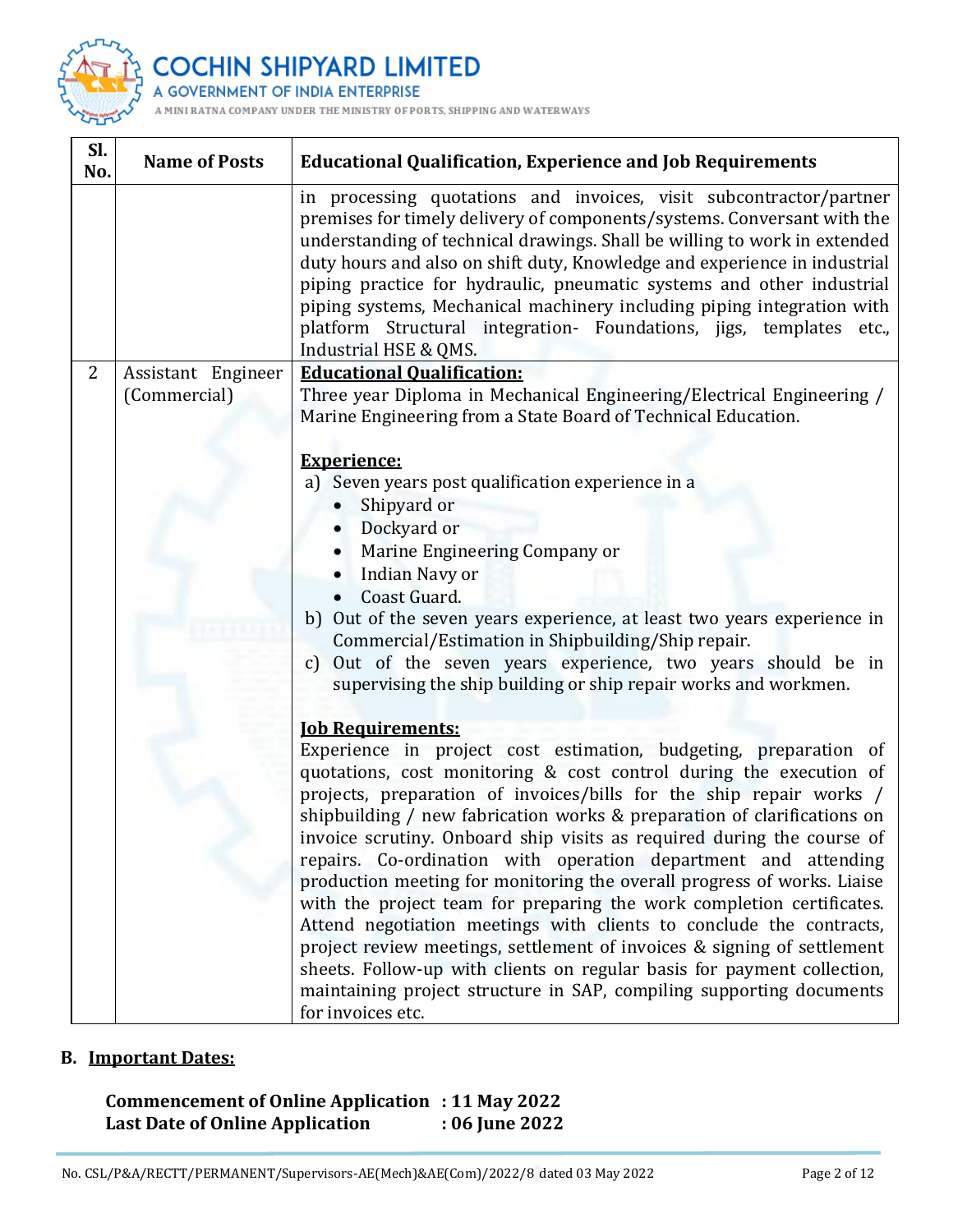| Sl. No. | Name of Posts | Educational Qualification, Experience and Job Requirements |
|---|---|---|
| | | in processing quotations and invoices, visit subcontractor/partner premises for timely delivery of components/systems. Conversant with the understanding of technical drawings. Shall be willing to work in extended duty hours and also on shift duty, Knowledge and experience in industrial piping practice for hydraulic, pneumatic systems and other industrial piping systems, Mechanical machinery including piping integration with platform Structural integration- Foundations, jigs, templates etc., Industrial HSE & QMS. |
| 2 | Assistant Engineer (Commercial) | **Educational Qualification:**<br>Three year Diploma in Mechanical Engineering/Electrical Engineering / Marine Engineering from a State Board of Technical Education.<br><br>**Experience:**<br>a) Seven years post qualification experience in a<br>• Shipyard or<br>• Dockyard or<br>• Marine Engineering Company or<br>• Indian Navy or<br>• Coast Guard.<br>b) Out of the seven years experience, at least two years experience in Commercial/Estimation in Shipbuilding/Ship repair.<br>c) Out of the seven years experience, two years should be in supervising the ship building or ship repair works and workmen.<br><br>**Job Requirements:**<br>Experience in project cost estimation, budgeting, preparation of quotations, cost monitoring & cost control during the execution of projects, preparation of invoices/bills for the ship repair works / shipbuilding / new fabrication works & preparation of clarifications on invoice scrutiny. Onboard ship visits as required during the course of repairs. Co-ordination with operation department and attending production meeting for monitoring the overall progress of works. Liaise with the project team for preparing the work completion certificates. Attend negotiation meetings with clients to conclude the contracts, project review meetings, settlement of invoices & signing of settlement sheets. Follow-up with clients on regular basis for payment collection, maintaining project structure in SAP, compiling supporting documents for invoices etc. |

## B. Important Dates:

**Commencement of Online Application : 11 May 2022**
**Last Date of Online Application : 06 June 2022**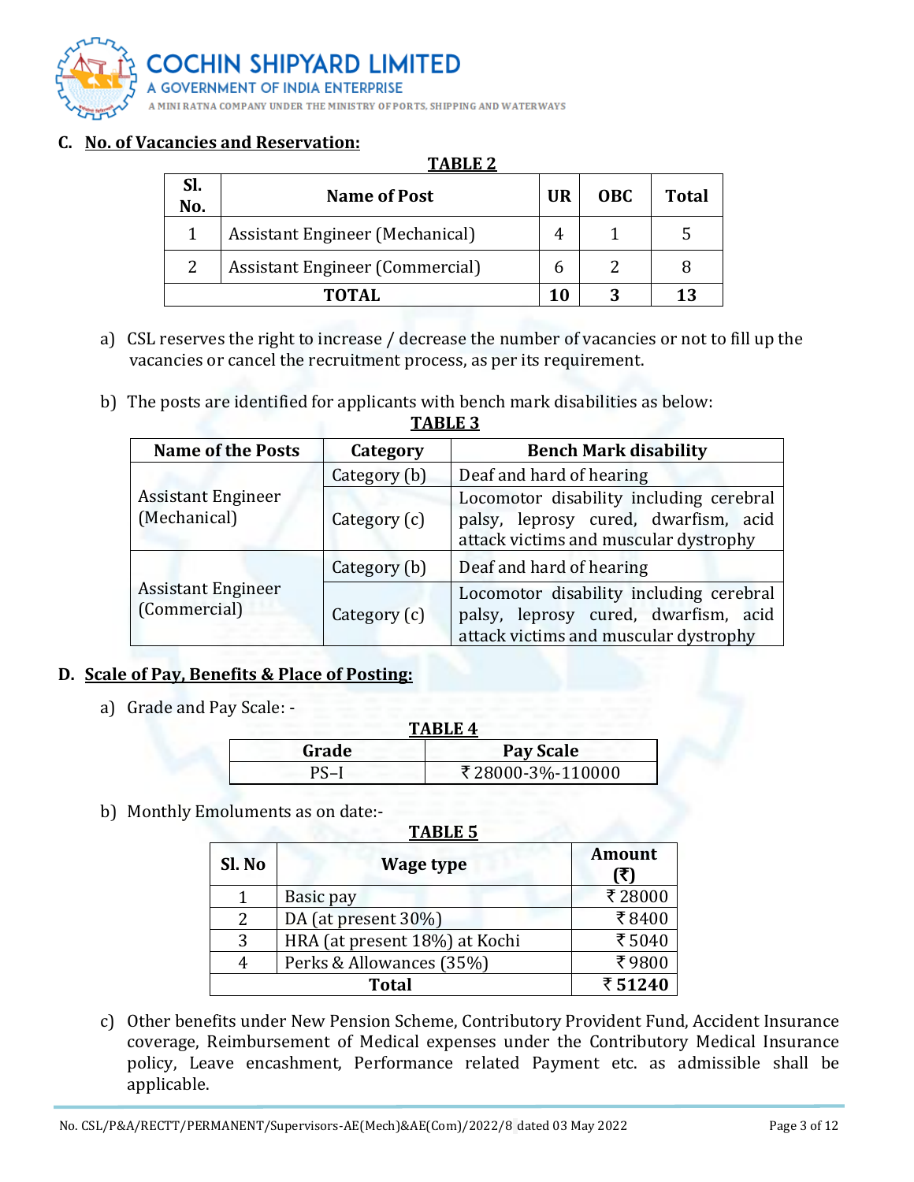## C. No. of Vacancies and Reservation:

**TABLE 2**

| Sl. No. | Name of Post | UR | OBC | Total |
|---|---|---|---|---|
| 1 | Assistant Engineer (Mechanical) | 4 | 1 | 5 |
| 2 | Assistant Engineer (Commercial) | 6 | 2 | 8 |
| **TOTAL** | | **10** | **3** | **13** |

a) CSL reserves the right to increase / decrease the number of vacancies or not to fill up the vacancies or cancel the recruitment process, as per its requirement.

b) The posts are identified for applicants with bench mark disabilities as below:

**TABLE 3**

| Name of the Posts | Category | Bench Mark disability |
|---|---|---|
| Assistant Engineer (Mechanical) | Category (b) | Deaf and hard of hearing |
| | Category (c) | Locomotor disability including cerebral palsy, leprosy cured, dwarfism, acid attack victims and muscular dystrophy |
| Assistant Engineer (Commercial) | Category (b) | Deaf and hard of hearing |
| | Category (c) | Locomotor disability including cerebral palsy, leprosy cured, dwarfism, acid attack victims and muscular dystrophy |

## D. Scale of Pay, Benefits & Place of Posting:

a) Grade and Pay Scale: -

**TABLE 4**

| Grade | Pay Scale |
|---|---|
| PS–I | ₹28000-3%-110000 |

b) Monthly Emoluments as on date:-

**TABLE 5**

| Sl. No | Wage type | Amount (₹) |
|---|---|---|
| 1 | Basic pay | ₹28000 |
| 2 | DA (at present 30%) | ₹8400 |
| 3 | HRA (at present 18%) at Kochi | ₹5040 |
| 4 | Perks & Allowances (35%) | ₹9800 |
| **Total** | | **₹51240** |

c) Other benefits under New Pension Scheme, Contributory Provident Fund, Accident Insurance coverage, Reimbursement of Medical expenses under the Contributory Medical Insurance policy, Leave encashment, Performance related Payment etc. as admissible shall be applicable.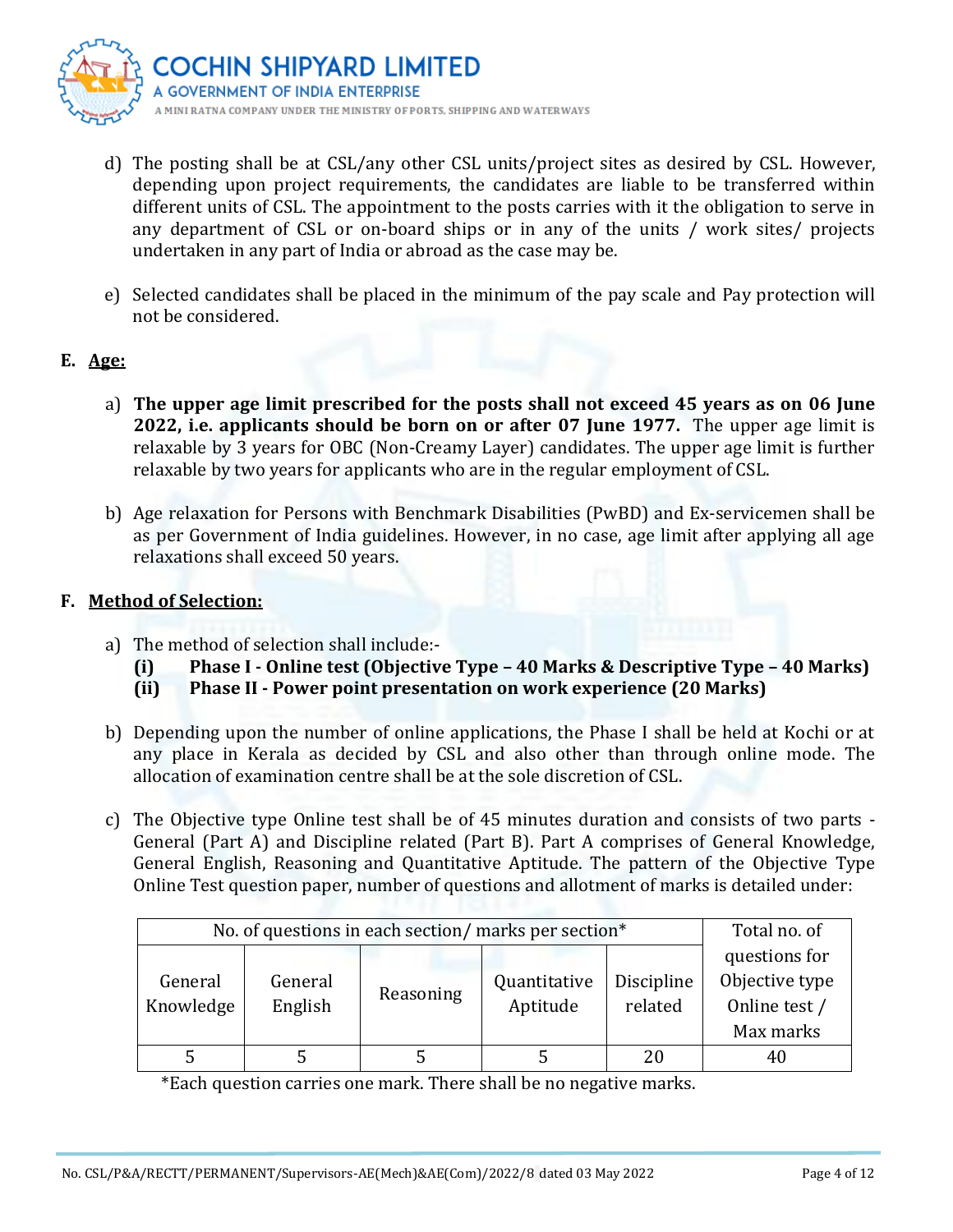d) The posting shall be at CSL/any other CSL units/project sites as desired by CSL. However, depending upon project requirements, the candidates are liable to be transferred within different units of CSL. The appointment to the posts carries with it the obligation to serve in any department of CSL or on-board ships or in any of the units / work sites/ projects undertaken in any part of India or abroad as the case may be.

e) Selected candidates shall be placed in the minimum of the pay scale and Pay protection will not be considered.

## E. Age:

a) **The upper age limit prescribed for the posts shall not exceed 45 years as on 06 June 2022, i.e. applicants should be born on or after 07 June 1977.** The upper age limit is relaxable by 3 years for OBC (Non-Creamy Layer) candidates. The upper age limit is further relaxable by two years for applicants who are in the regular employment of CSL.

b) Age relaxation for Persons with Benchmark Disabilities (PwBD) and Ex-servicemen shall be as per Government of India guidelines. However, in no case, age limit after applying all age relaxations shall exceed 50 years.

## F. Method of Selection:

a) The method of selection shall include:-
   **(i) Phase I - Online test (Objective Type – 40 Marks & Descriptive Type – 40 Marks)**
   **(ii) Phase II - Power point presentation on work experience (20 Marks)**

b) Depending upon the number of online applications, the Phase I shall be held at Kochi or at any place in Kerala as decided by CSL and also other than through online mode. The allocation of examination centre shall be at the sole discretion of CSL.

c) The Objective type Online test shall be of 45 minutes duration and consists of two parts - General (Part A) and Discipline related (Part B). Part A comprises of General Knowledge, General English, Reasoning and Quantitative Aptitude. The pattern of the Objective Type Online Test question paper, number of questions and allotment of marks is detailed under:

| No. of questions in each section/ marks per section* | | | | | Total no. of questions for Objective type Online test / Max marks |
|---|---|---|---|---|---|
| General Knowledge | General English | Reasoning | Quantitative Aptitude | Discipline related | |
| 5 | 5 | 5 | 5 | 20 | 40 |

*Each question carries one mark. There shall be no negative marks.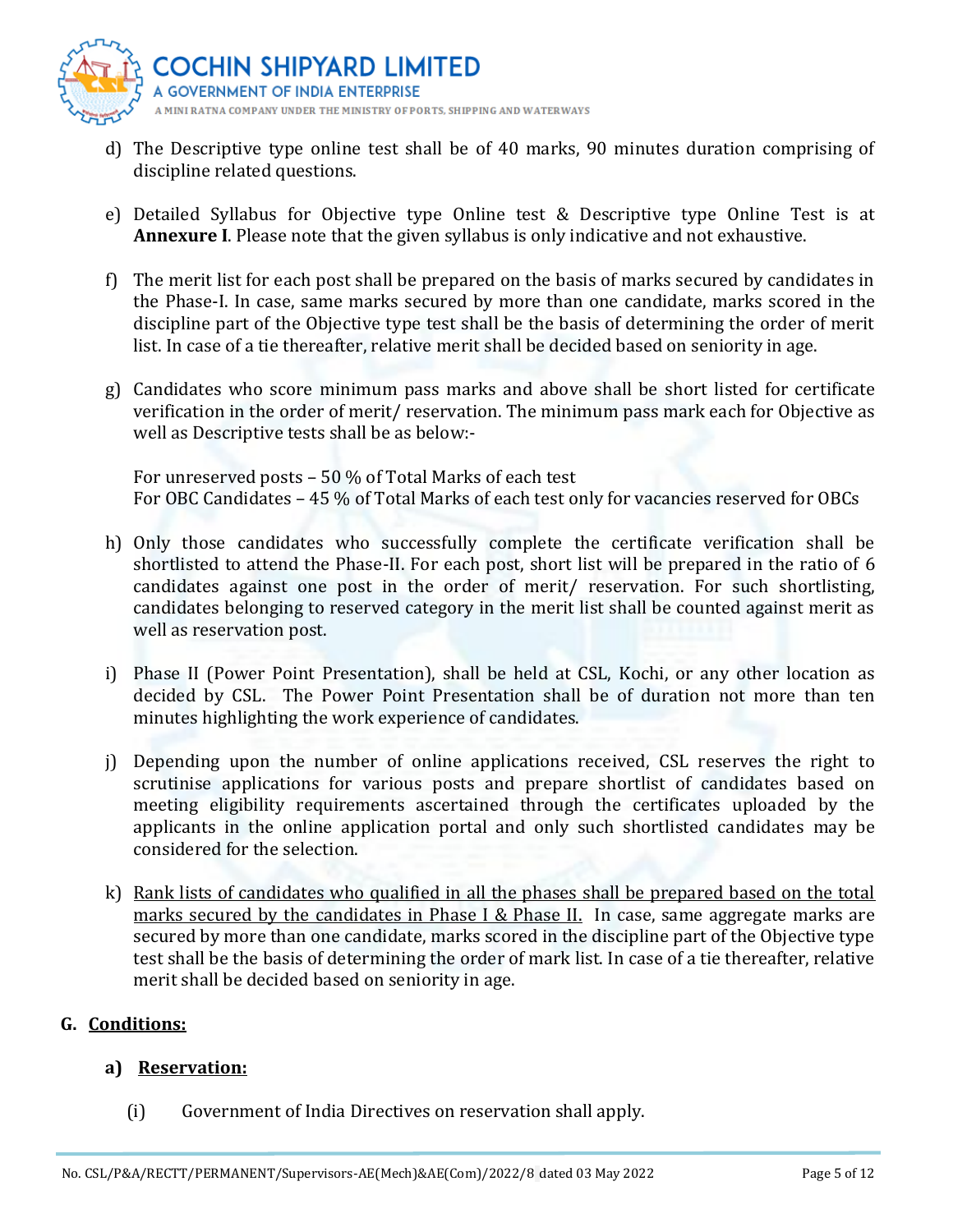d) The Descriptive type online test shall be of 40 marks, 90 minutes duration comprising of discipline related questions.

e) Detailed Syllabus for Objective type Online test & Descriptive type Online Test is at **Annexure I**. Please note that the given syllabus is only indicative and not exhaustive.

f) The merit list for each post shall be prepared on the basis of marks secured by candidates in the Phase-I. In case, same marks secured by more than one candidate, marks scored in the discipline part of the Objective type test shall be the basis of determining the order of merit list. In case of a tie thereafter, relative merit shall be decided based on seniority in age.

g) Candidates who score minimum pass marks and above shall be short listed for certificate verification in the order of merit/ reservation. The minimum pass mark each for Objective as well as Descriptive tests shall be as below:-

   For unreserved posts – 50 % of Total Marks of each test
   For OBC Candidates – 45 % of Total Marks of each test only for vacancies reserved for OBCs

h) Only those candidates who successfully complete the certificate verification shall be shortlisted to attend the Phase-II. For each post, short list will be prepared in the ratio of 6 candidates against one post in the order of merit/ reservation. For such shortlisting, candidates belonging to reserved category in the merit list shall be counted against merit as well as reservation post.

i) Phase II (Power Point Presentation), shall be held at CSL, Kochi, or any other location as decided by CSL. The Power Point Presentation shall be of duration not more than ten minutes highlighting the work experience of candidates.

j) Depending upon the number of online applications received, CSL reserves the right to scrutinise applications for various posts and prepare shortlist of candidates based on meeting eligibility requirements ascertained through the certificates uploaded by the applicants in the online application portal and only such shortlisted candidates may be considered for the selection.

k) <u>Rank lists of candidates who qualified in all the phases shall be prepared based on the total marks secured by the candidates in Phase I & Phase II.</u> In case, same aggregate marks are secured by more than one candidate, marks scored in the discipline part of the Objective type test shall be the basis of determining the order of mark list. In case of a tie thereafter, relative merit shall be decided based on seniority in age.

## G. <u>Conditions:</u>

### a) <u>Reservation:</u>

(i) Government of India Directives on reservation shall apply.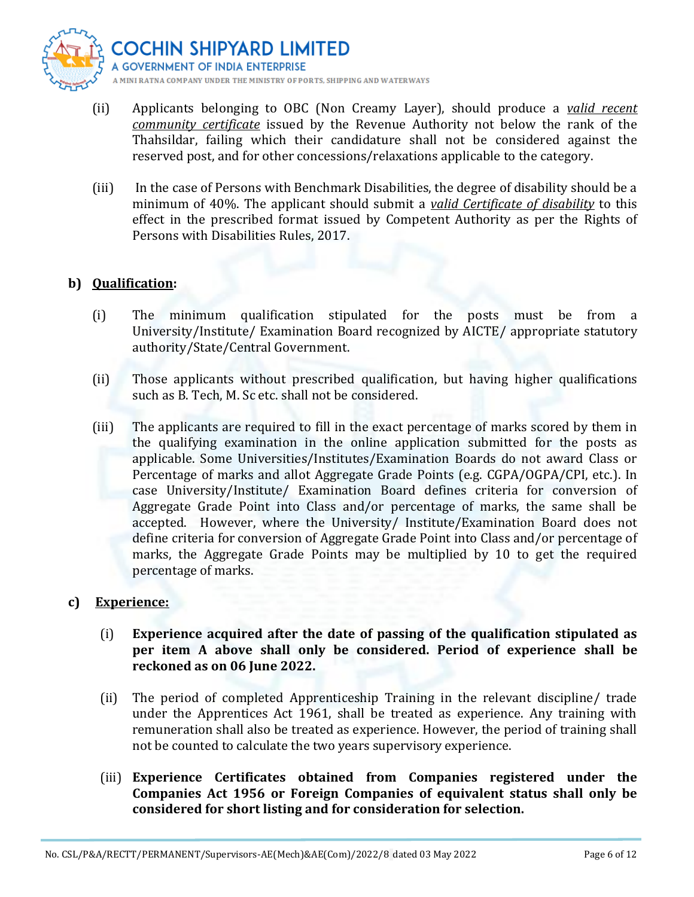(ii) Applicants belonging to OBC (Non Creamy Layer), should produce a ***valid recent community certificate*** issued by the Revenue Authority not below the rank of the Thahsildar, failing which their candidature shall not be considered against the reserved post, and for other concessions/relaxations applicable to the category.

(iii) In the case of Persons with Benchmark Disabilities, the degree of disability should be a minimum of 40%. The applicant should submit a ***valid Certificate of disability*** to this effect in the prescribed format issued by Competent Authority as per the Rights of Persons with Disabilities Rules, 2017.

**b) Qualification:**

(i) The minimum qualification stipulated for the posts must be from a University/Institute/ Examination Board recognized by AICTE/ appropriate statutory authority/State/Central Government.

(ii) Those applicants without prescribed qualification, but having higher qualifications such as B. Tech, M. Sc etc. shall not be considered.

(iii) The applicants are required to fill in the exact percentage of marks scored by them in the qualifying examination in the online application submitted for the posts as applicable. Some Universities/Institutes/Examination Boards do not award Class or Percentage of marks and allot Aggregate Grade Points (e.g. CGPA/OGPA/CPI, etc.). In case University/Institute/ Examination Board defines criteria for conversion of Aggregate Grade Point into Class and/or percentage of marks, the same shall be accepted. However, where the University/ Institute/Examination Board does not define criteria for conversion of Aggregate Grade Point into Class and/or percentage of marks, the Aggregate Grade Points may be multiplied by 10 to get the required percentage of marks.

**c) Experience:**

(i) **Experience acquired after the date of passing of the qualification stipulated as per item A above shall only be considered. Period of experience shall be reckoned as on 06 June 2022.**

(ii) The period of completed Apprenticeship Training in the relevant discipline/ trade under the Apprentices Act 1961, shall be treated as experience. Any training with remuneration shall also be treated as experience. However, the period of training shall not be counted to calculate the two years supervisory experience.

(iii) **Experience Certificates obtained from Companies registered under the Companies Act 1956 or Foreign Companies of equivalent status shall only be considered for short listing and for consideration for selection.**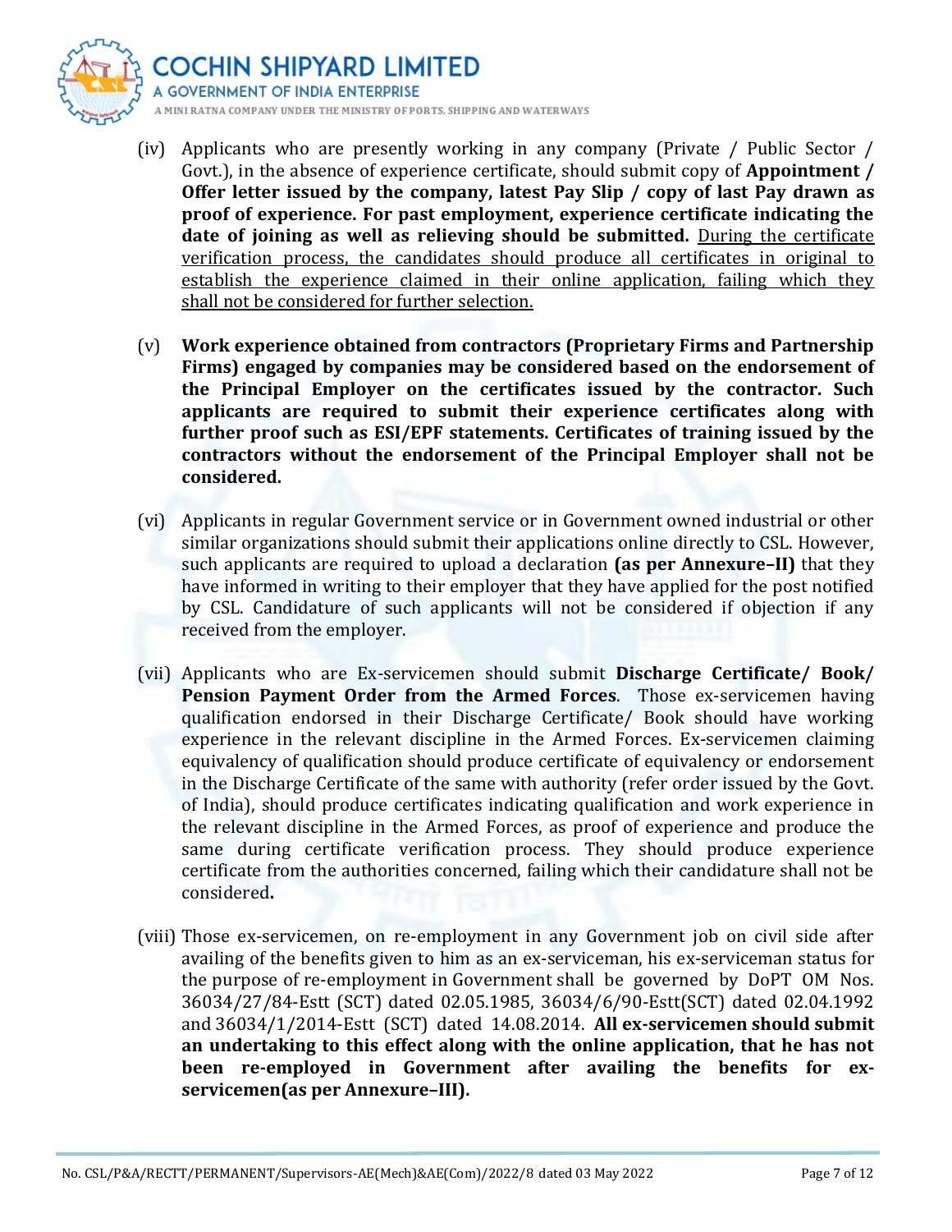(iv) Applicants who are presently working in any company (Private / Public Sector / Govt.), in the absence of experience certificate, should submit copy of **Appointment / Offer letter issued by the company, latest Pay Slip / copy of last Pay drawn as proof of experience. For past employment, experience certificate indicating the date of joining as well as relieving should be submitted.** <u>During the certificate verification process, the candidates should produce all certificates in original to establish the experience claimed in their online application, failing which they shall not be considered for further selection.</u>

(v) **Work experience obtained from contractors (Proprietary Firms and Partnership Firms) engaged by companies may be considered based on the endorsement of the Principal Employer on the certificates issued by the contractor. Such applicants are required to submit their experience certificates along with further proof such as ESI/EPF statements. Certificates of training issued by the contractors without the endorsement of the Principal Employer shall not be considered.**

(vi) Applicants in regular Government service or in Government owned industrial or other similar organizations should submit their applications online directly to CSL. However, such applicants are required to upload a declaration **(as per Annexure–II)** that they have informed in writing to their employer that they have applied for the post notified by CSL. Candidature of such applicants will not be considered if objection if any received from the employer.

(vii) Applicants who are Ex-servicemen should submit **Discharge Certificate/ Book/ Pension Payment Order from the Armed Forces**. Those ex-servicemen having qualification endorsed in their Discharge Certificate/ Book should have working experience in the relevant discipline in the Armed Forces. Ex-servicemen claiming equivalency of qualification should produce certificate of equivalency or endorsement in the Discharge Certificate of the same with authority (refer order issued by the Govt. of India), should produce certificates indicating qualification and work experience in the relevant discipline in the Armed Forces, as proof of experience and produce the same during certificate verification process. They should produce experience certificate from the authorities concerned, failing which their candidature shall not be considered**.**

(viii) Those ex-servicemen, on re-employment in any Government job on civil side after availing of the benefits given to him as an ex-serviceman, his ex-serviceman status for the purpose of re-employment in Government shall be governed by DoPT OM Nos. 36034/27/84-Estt (SCT) dated 02.05.1985, 36034/6/90-Estt(SCT) dated 02.04.1992 and 36034/1/2014-Estt (SCT) dated 14.08.2014. **All ex-servicemen should submit an undertaking to this effect along with the online application, that he has not been re-employed in Government after availing the benefits for ex-servicemen(as per Annexure–III).**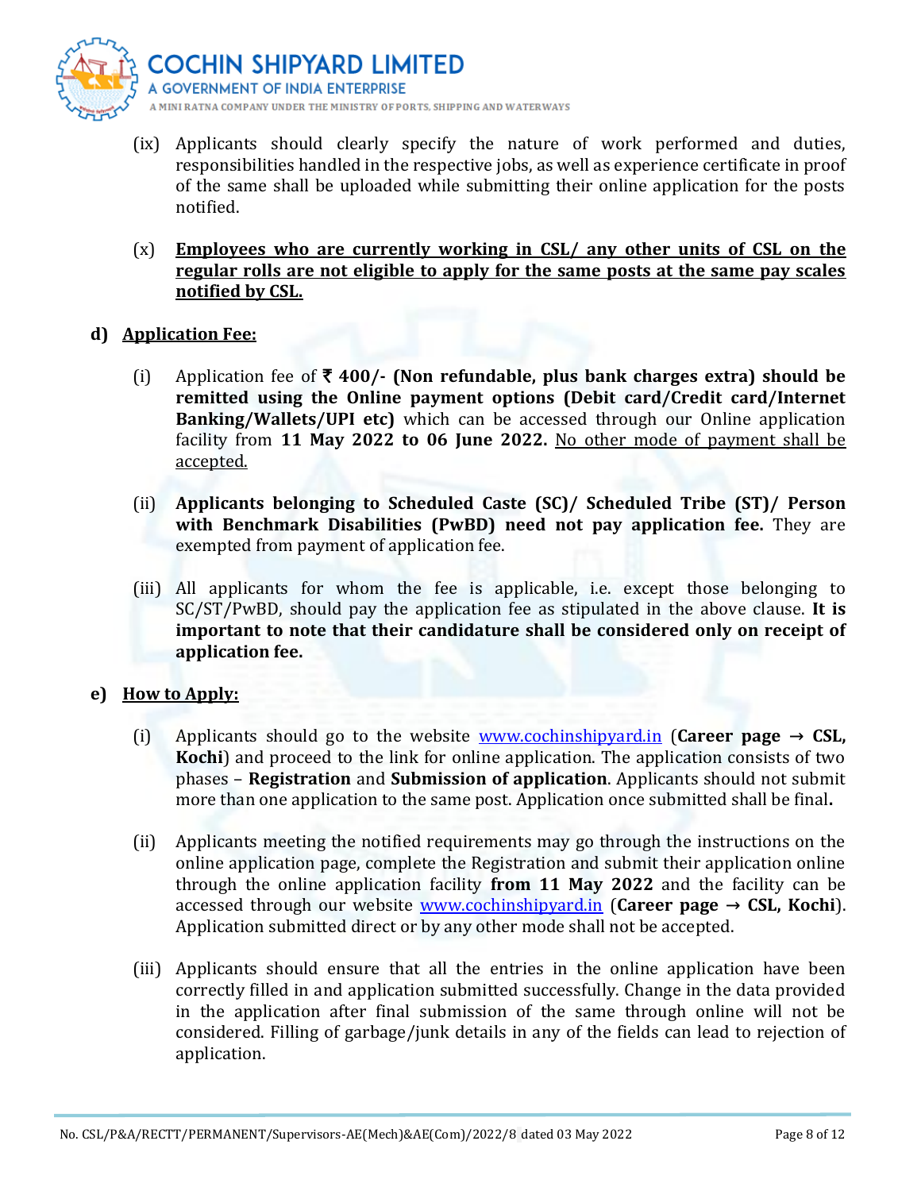(ix) Applicants should clearly specify the nature of work performed and duties, responsibilities handled in the respective jobs, as well as experience certificate in proof of the same shall be uploaded while submitting their online application for the posts notified.

(x) **Employees who are currently working in CSL/ any other units of CSL on the regular rolls are not eligible to apply for the same posts at the same pay scales notified by CSL.**

**d) Application Fee:**

(i) Application fee of **₹ 400/- (Non refundable, plus bank charges extra) should be remitted using the Online payment options (Debit card/Credit card/Internet Banking/Wallets/UPI etc)** which can be accessed through our Online application facility from **11 May 2022 to 06 June 2022.** No other mode of payment shall be accepted.

(ii) **Applicants belonging to Scheduled Caste (SC)/ Scheduled Tribe (ST)/ Person with Benchmark Disabilities (PwBD) need not pay application fee.** They are exempted from payment of application fee.

(iii) All applicants for whom the fee is applicable, i.e. except those belonging to SC/ST/PwBD, should pay the application fee as stipulated in the above clause. **It is important to note that their candidature shall be considered only on receipt of application fee.**

**e) How to Apply:**

(i) Applicants should go to the website www.cochinshipyard.in (**Career page → CSL, Kochi**) and proceed to the link for online application. The application consists of two phases – **Registration** and **Submission of application**. Applicants should not submit more than one application to the same post. Application once submitted shall be final**.**

(ii) Applicants meeting the notified requirements may go through the instructions on the online application page, complete the Registration and submit their application online through the online application facility **from 11 May 2022** and the facility can be accessed through our website www.cochinshipyard.in (**Career page → CSL, Kochi**). Application submitted direct or by any other mode shall not be accepted.

(iii) Applicants should ensure that all the entries in the online application have been correctly filled in and application submitted successfully. Change in the data provided in the application after final submission of the same through online will not be considered. Filling of garbage/junk details in any of the fields can lead to rejection of application.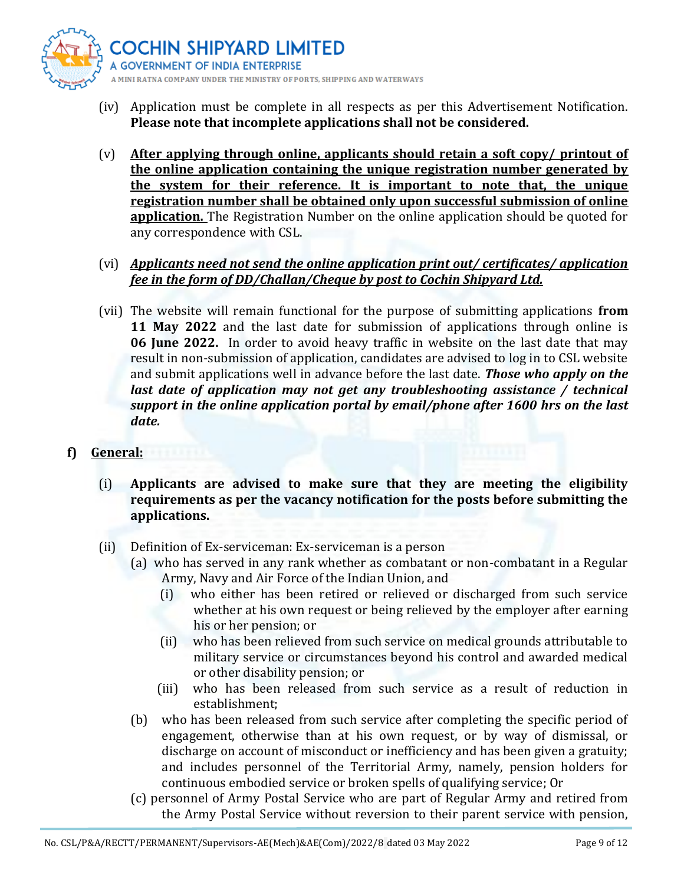(iv) Application must be complete in all respects as per this Advertisement Notification. **Please note that incomplete applications shall not be considered.**

(v) **<u>After applying through online, applicants should retain a soft copy/ printout of the online application containing the unique registration number generated by the system for their reference. It is important to note that, the unique registration number shall be obtained only upon successful submission of online application.</u>** The Registration Number on the online application should be quoted for any correspondence with CSL.

(vi) ***<u>Applicants need not send the online application print out/ certificates/ application fee in the form of DD/Challan/Cheque by post to Cochin Shipyard Ltd.</u>***

(vii) The website will remain functional for the purpose of submitting applications **from 11 May 2022** and the last date for submission of applications through online is **06 June 2022.** In order to avoid heavy traffic in website on the last date that may result in non-submission of application, candidates are advised to log in to CSL website and submit applications well in advance before the last date. ***Those who apply on the last date of application may not get any troubleshooting assistance / technical support in the online application portal by email/phone after 1600 hrs on the last date.***

**f) <u>General:</u>**

(i) **Applicants are advised to make sure that they are meeting the eligibility requirements as per the vacancy notification for the posts before submitting the applications.**

(ii) Definition of Ex-serviceman: Ex-serviceman is a person

(a) who has served in any rank whether as combatant or non-combatant in a Regular Army, Navy and Air Force of the Indian Union, and

(i) who either has been retired or relieved or discharged from such service whether at his own request or being relieved by the employer after earning his or her pension; or

(ii) who has been relieved from such service on medical grounds attributable to military service or circumstances beyond his control and awarded medical or other disability pension; or

(iii) who has been released from such service as a result of reduction in establishment;

(b) who has been released from such service after completing the specific period of engagement, otherwise than at his own request, or by way of dismissal, or discharge on account of misconduct or inefficiency and has been given a gratuity; and includes personnel of the Territorial Army, namely, pension holders for continuous embodied service or broken spells of qualifying service; Or

(c) personnel of Army Postal Service who are part of Regular Army and retired from the Army Postal Service without reversion to their parent service with pension,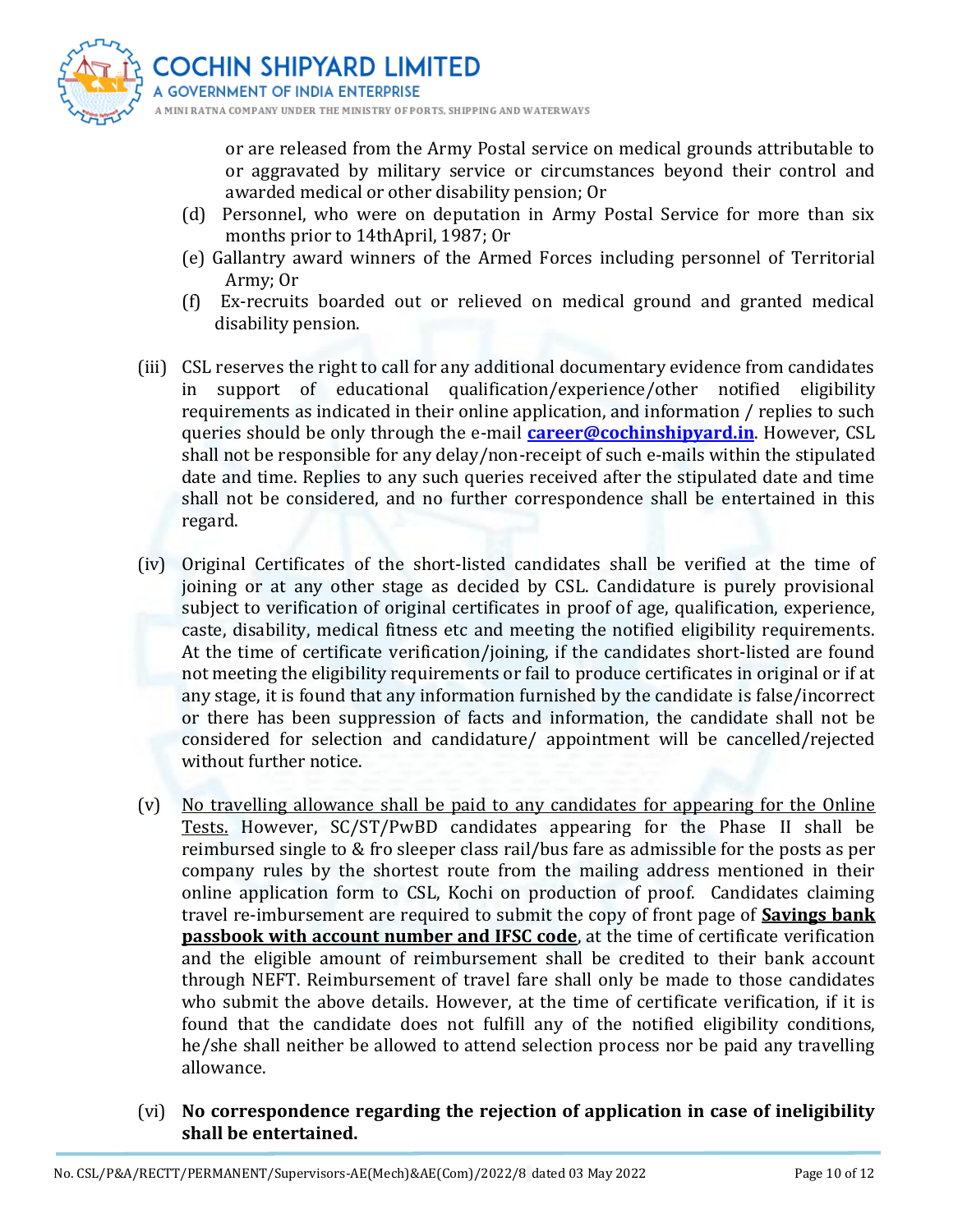or are released from the Army Postal service on medical grounds attributable to or aggravated by military service or circumstances beyond their control and awarded medical or other disability pension; Or

(d) Personnel, who were on deputation in Army Postal Service for more than six months prior to 14thApril, 1987; Or

(e) Gallantry award winners of the Armed Forces including personnel of Territorial Army; Or

(f) Ex-recruits boarded out or relieved on medical ground and granted medical disability pension.

(iii) CSL reserves the right to call for any additional documentary evidence from candidates in support of educational qualification/experience/other notified eligibility requirements as indicated in their online application, and information / replies to such queries should be only through the e-mail **career@cochinshipyard.in**. However, CSL shall not be responsible for any delay/non-receipt of such e-mails within the stipulated date and time. Replies to any such queries received after the stipulated date and time shall not be considered, and no further correspondence shall be entertained in this regard.

(iv) Original Certificates of the short-listed candidates shall be verified at the time of joining or at any other stage as decided by CSL. Candidature is purely provisional subject to verification of original certificates in proof of age, qualification, experience, caste, disability, medical fitness etc and meeting the notified eligibility requirements. At the time of certificate verification/joining, if the candidates short-listed are found not meeting the eligibility requirements or fail to produce certificates in original or if at any stage, it is found that any information furnished by the candidate is false/incorrect or there has been suppression of facts and information, the candidate shall not be considered for selection and candidature/ appointment will be cancelled/rejected without further notice.

(v) No travelling allowance shall be paid to any candidates for appearing for the Online Tests. However, SC/ST/PwBD candidates appearing for the Phase II shall be reimbursed single to & fro sleeper class rail/bus fare as admissible for the posts as per company rules by the shortest route from the mailing address mentioned in their online application form to CSL, Kochi on production of proof. Candidates claiming travel re-imbursement are required to submit the copy of front page of **Savings bank passbook with account number and IFSC code**, at the time of certificate verification and the eligible amount of reimbursement shall be credited to their bank account through NEFT. Reimbursement of travel fare shall only be made to those candidates who submit the above details. However, at the time of certificate verification, if it is found that the candidate does not fulfill any of the notified eligibility conditions, he/she shall neither be allowed to attend selection process nor be paid any travelling allowance.

(vi) **No correspondence regarding the rejection of application in case of ineligibility shall be entertained.**

No. CSL/P&A/RECTT/PERMANENT/Supervisors-AE(Mech)&AE(Com)/2022/8 dated 03 May 2022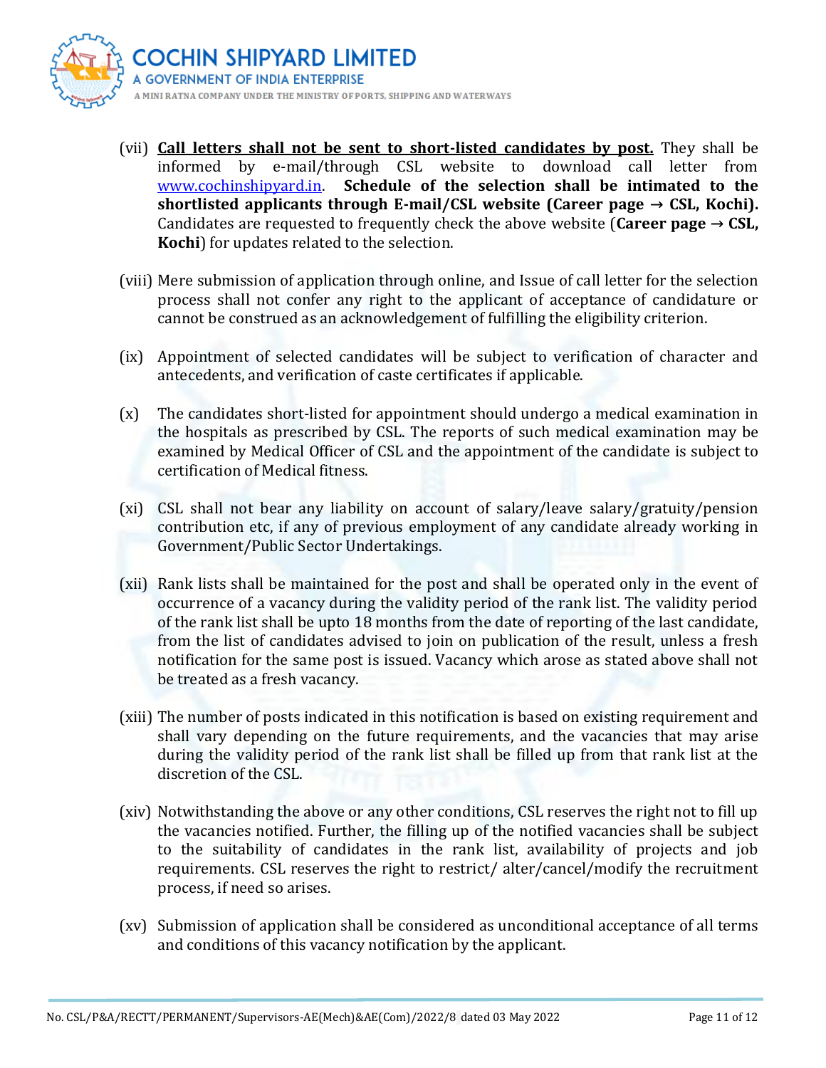(vii) **Call letters shall not be sent to short-listed candidates by post.** They shall be informed by e-mail/through CSL website to download call letter from [www.cochinshipyard.in](http://www.cochinshipyard.in). **Schedule of the selection shall be intimated to the shortlisted applicants through E-mail/CSL website (Career page → CSL, Kochi).** Candidates are requested to frequently check the above website (**Career page → CSL, Kochi**) for updates related to the selection.

(viii) Mere submission of application through online, and Issue of call letter for the selection process shall not confer any right to the applicant of acceptance of candidature or cannot be construed as an acknowledgement of fulfilling the eligibility criterion.

(ix) Appointment of selected candidates will be subject to verification of character and antecedents, and verification of caste certificates if applicable.

(x) The candidates short-listed for appointment should undergo a medical examination in the hospitals as prescribed by CSL. The reports of such medical examination may be examined by Medical Officer of CSL and the appointment of the candidate is subject to certification of Medical fitness.

(xi) CSL shall not bear any liability on account of salary/leave salary/gratuity/pension contribution etc, if any of previous employment of any candidate already working in Government/Public Sector Undertakings.

(xii) Rank lists shall be maintained for the post and shall be operated only in the event of occurrence of a vacancy during the validity period of the rank list. The validity period of the rank list shall be upto 18 months from the date of reporting of the last candidate, from the list of candidates advised to join on publication of the result, unless a fresh notification for the same post is issued. Vacancy which arose as stated above shall not be treated as a fresh vacancy.

(xiii) The number of posts indicated in this notification is based on existing requirement and shall vary depending on the future requirements, and the vacancies that may arise during the validity period of the rank list shall be filled up from that rank list at the discretion of the CSL.

(xiv) Notwithstanding the above or any other conditions, CSL reserves the right not to fill up the vacancies notified. Further, the filling up of the notified vacancies shall be subject to the suitability of candidates in the rank list, availability of projects and job requirements. CSL reserves the right to restrict/ alter/cancel/modify the recruitment process, if need so arises.

(xv) Submission of application shall be considered as unconditional acceptance of all terms and conditions of this vacancy notification by the applicant.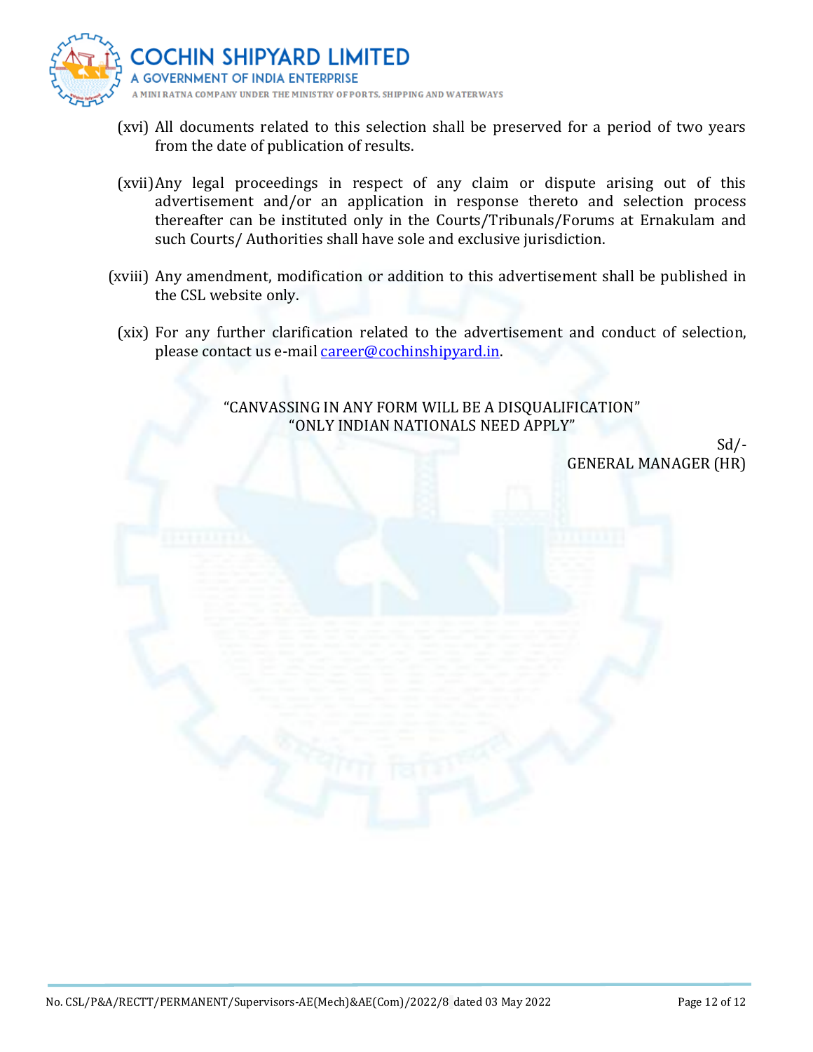(xvi) All documents related to this selection shall be preserved for a period of two years from the date of publication of results.

(xvii) Any legal proceedings in respect of any claim or dispute arising out of this advertisement and/or an application in response thereto and selection process thereafter can be instituted only in the Courts/Tribunals/Forums at Ernakulam and such Courts/ Authorities shall have sole and exclusive jurisdiction.

(xviii) Any amendment, modification or addition to this advertisement shall be published in the CSL website only.

(xix) For any further clarification related to the advertisement and conduct of selection, please contact us e-mail career@cochinshipyard.in.

"CANVASSING IN ANY FORM WILL BE A DISQUALIFICATION"
"ONLY INDIAN NATIONALS NEED APPLY"

Sd/-
GENERAL MANAGER (HR)